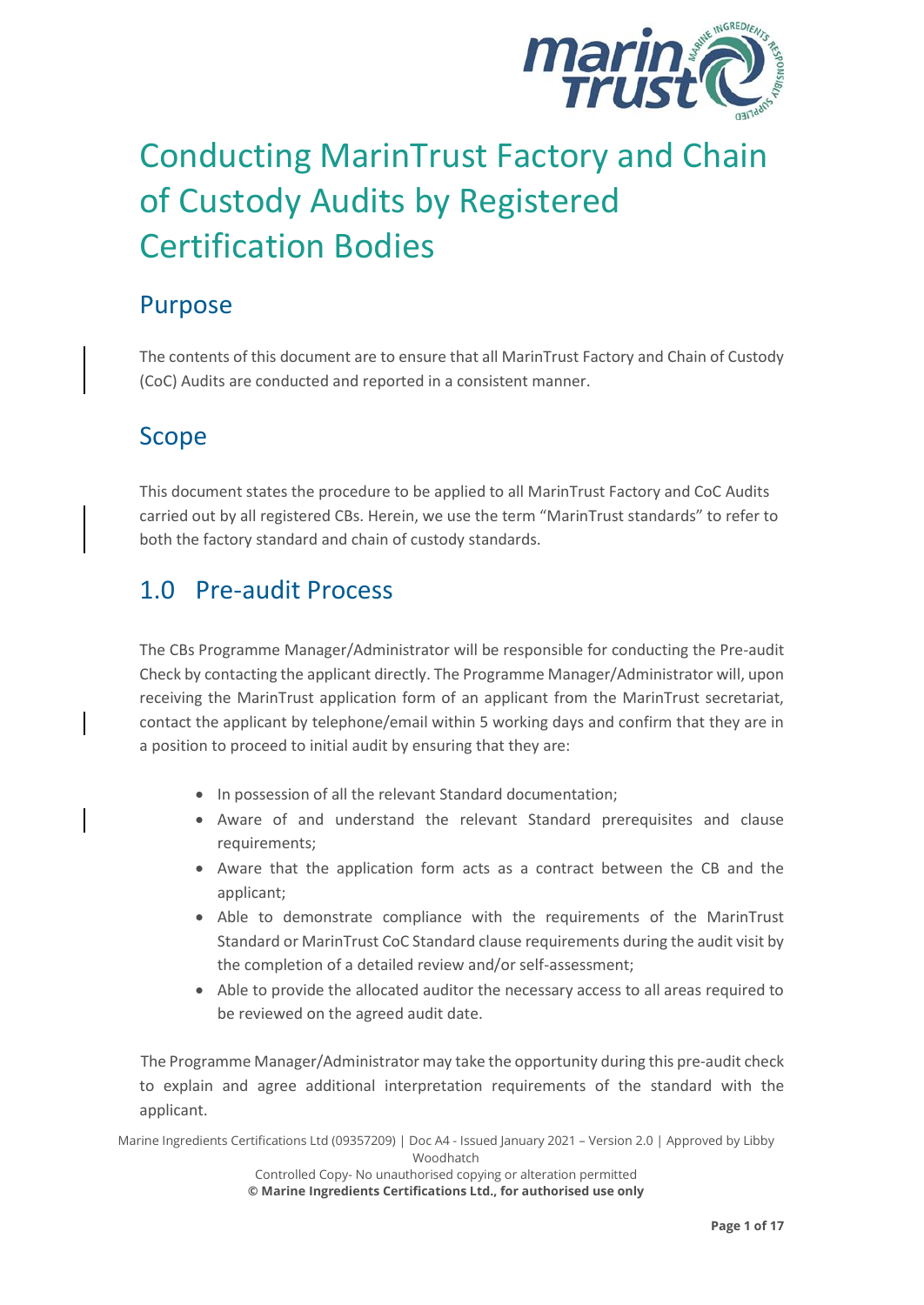# Conducting MarinTrust Factory and Chain of Custody Audits by Registered Certification Bodies

## Purpose

The contents of this document are to ensure that all MarinTrust Factory and Chain of Custody (CoC) Audits are conducted and reported in a consistent manner.

## Scope

This document states the procedure to be applied to all MarinTrust Factory and CoC Audits carried out by all registered CBs. Herein, we use the term "MarinTrust standards" to refer to both the factory standard and chain of custody standards.

## 1.0 Pre-audit Process

The CBs Programme Manager/Administrator will be responsible for conducting the Pre-audit Check by contacting the applicant directly. The Programme Manager/Administrator will, upon receiving the MarinTrust application form of an applicant from the MarinTrust secretariat, contact the applicant by telephone/email within 5 working days and confirm that they are in a position to proceed to initial audit by ensuring that they are:

- In possession of all the relevant Standard documentation;
- Aware of and understand the relevant Standard prerequisites and clause requirements;
- Aware that the application form acts as a contract between the CB and the applicant;
- Able to demonstrate compliance with the requirements of the MarinTrust Standard or MarinTrust CoC Standard clause requirements during the audit visit by the completion of a detailed review and/or self-assessment;
- Able to provide the allocated auditor the necessary access to all areas required to be reviewed on the agreed audit date.

The Programme Manager/Administrator may take the opportunity during this pre-audit check to explain and agree additional interpretation requirements of the standard with the applicant.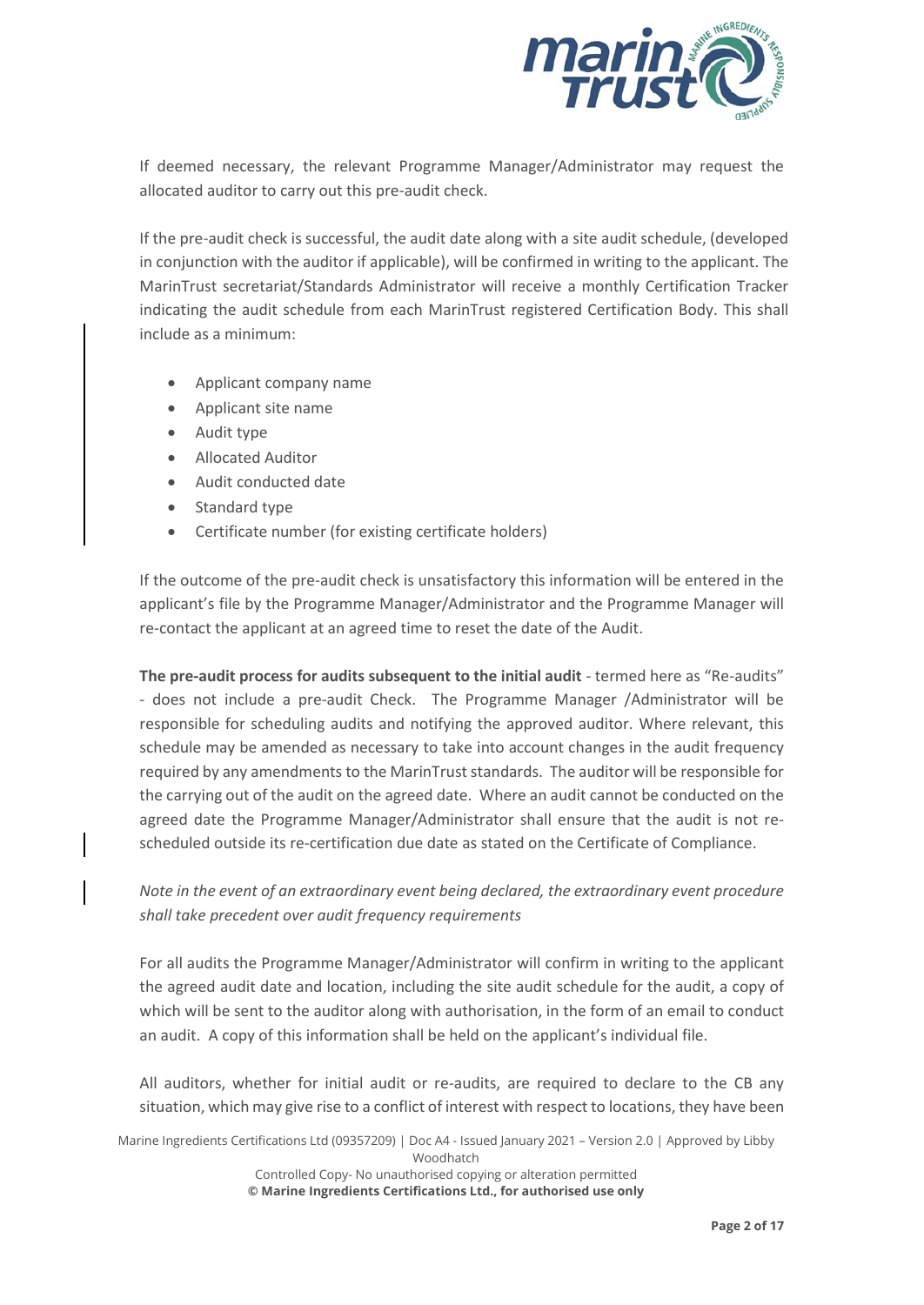If deemed necessary, the relevant Programme Manager/Administrator may request the allocated auditor to carry out this pre-audit check.

If the pre-audit check is successful, the audit date along with a site audit schedule, (developed in conjunction with the auditor if applicable), will be confirmed in writing to the applicant. The MarinTrust secretariat/Standards Administrator will receive a monthly Certification Tracker indicating the audit schedule from each MarinTrust registered Certification Body. This shall include as a minimum:

- Applicant company name
- Applicant site name
- Audit type
- Allocated Auditor
- Audit conducted date
- Standard type
- Certificate number (for existing certificate holders)

If the outcome of the pre-audit check is unsatisfactory this information will be entered in the applicant's file by the Programme Manager/Administrator and the Programme Manager will re-contact the applicant at an agreed time to reset the date of the Audit.

**The pre-audit process for audits subsequent to the initial audit** - termed here as "Re-audits" - does not include a pre-audit Check. The Programme Manager /Administrator will be responsible for scheduling audits and notifying the approved auditor. Where relevant, this schedule may be amended as necessary to take into account changes in the audit frequency required by any amendments to the MarinTrust standards. The auditor will be responsible for the carrying out of the audit on the agreed date. Where an audit cannot be conducted on the agreed date the Programme Manager/Administrator shall ensure that the audit is not re-scheduled outside its re-certification due date as stated on the Certificate of Compliance.

*Note in the event of an extraordinary event being declared, the extraordinary event procedure shall take precedent over audit frequency requirements*

For all audits the Programme Manager/Administrator will confirm in writing to the applicant the agreed audit date and location, including the site audit schedule for the audit, a copy of which will be sent to the auditor along with authorisation, in the form of an email to conduct an audit. A copy of this information shall be held on the applicant's individual file.

All auditors, whether for initial audit or re-audits, are required to declare to the CB any situation, which may give rise to a conflict of interest with respect to locations, they have been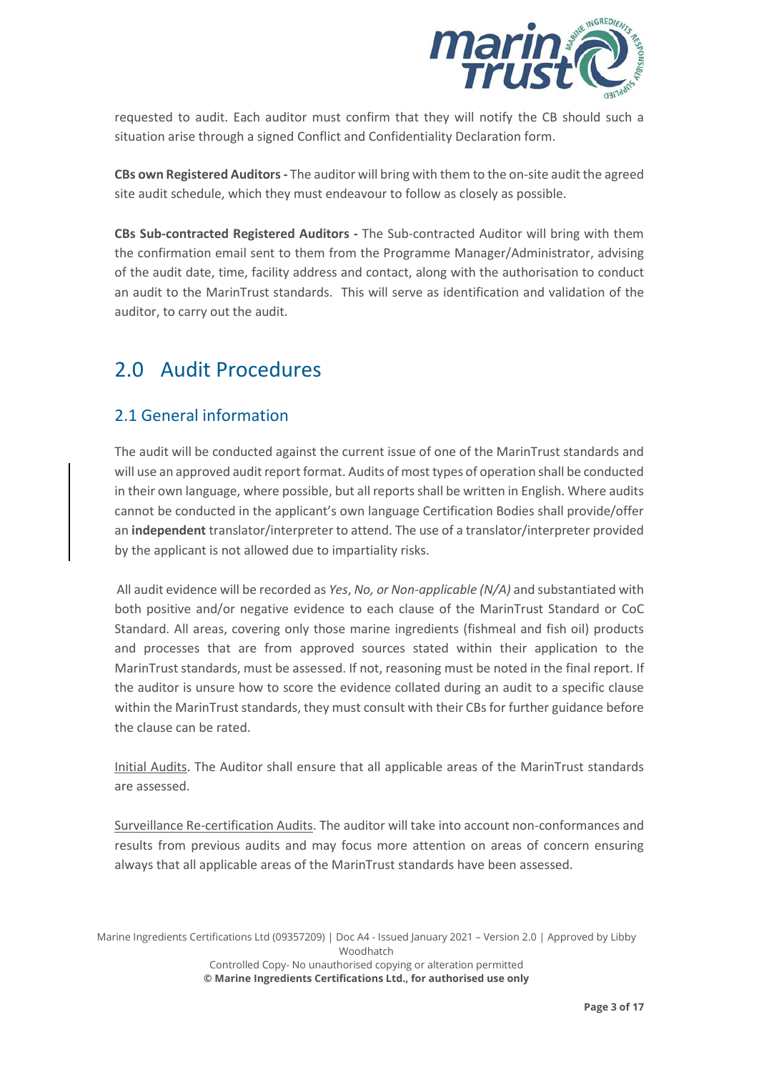requested to audit. Each auditor must confirm that they will notify the CB should such a situation arise through a signed Conflict and Confidentiality Declaration form.

**CBs own Registered Auditors -** The auditor will bring with them to the on-site audit the agreed site audit schedule, which they must endeavour to follow as closely as possible.

**CBs Sub-contracted Registered Auditors -** The Sub-contracted Auditor will bring with them the confirmation email sent to them from the Programme Manager/Administrator, advising of the audit date, time, facility address and contact, along with the authorisation to conduct an audit to the MarinTrust standards. This will serve as identification and validation of the auditor, to carry out the audit.

# 2.0 Audit Procedures

## 2.1 General information

The audit will be conducted against the current issue of one of the MarinTrust standards and will use an approved audit report format. Audits of most types of operation shall be conducted in their own language, where possible, but all reports shall be written in English. Where audits cannot be conducted in the applicant's own language Certification Bodies shall provide/offer an **independent** translator/interpreter to attend. The use of a translator/interpreter provided by the applicant is not allowed due to impartiality risks.

All audit evidence will be recorded as *Yes*, *No, or Non-applicable (N/A)* and substantiated with both positive and/or negative evidence to each clause of the MarinTrust Standard or CoC Standard. All areas, covering only those marine ingredients (fishmeal and fish oil) products and processes that are from approved sources stated within their application to the MarinTrust standards, must be assessed. If not, reasoning must be noted in the final report. If the auditor is unsure how to score the evidence collated during an audit to a specific clause within the MarinTrust standards, they must consult with their CBs for further guidance before the clause can be rated.

Initial Audits. The Auditor shall ensure that all applicable areas of the MarinTrust standards are assessed.

Surveillance Re-certification Audits. The auditor will take into account non-conformances and results from previous audits and may focus more attention on areas of concern ensuring always that all applicable areas of the MarinTrust standards have been assessed.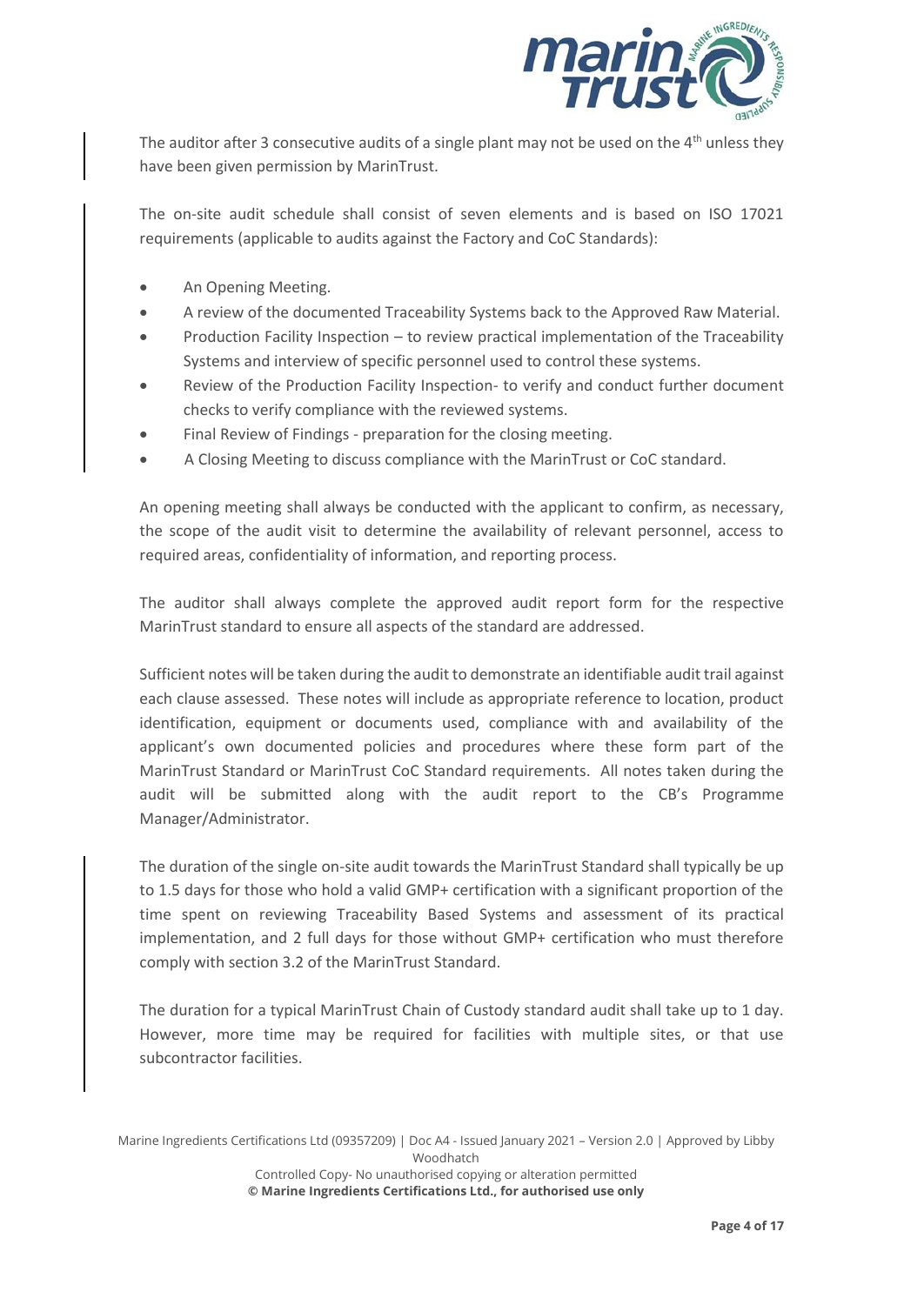The auditor after 3 consecutive audits of a single plant may not be used on the 4th unless they have been given permission by MarinTrust.

The on-site audit schedule shall consist of seven elements and is based on ISO 17021 requirements (applicable to audits against the Factory and CoC Standards):

- An Opening Meeting.
- A review of the documented Traceability Systems back to the Approved Raw Material.
- Production Facility Inspection – to review practical implementation of the Traceability Systems and interview of specific personnel used to control these systems.
- Review of the Production Facility Inspection- to verify and conduct further document checks to verify compliance with the reviewed systems.
- Final Review of Findings - preparation for the closing meeting.
- A Closing Meeting to discuss compliance with the MarinTrust or CoC standard.

An opening meeting shall always be conducted with the applicant to confirm, as necessary, the scope of the audit visit to determine the availability of relevant personnel, access to required areas, confidentiality of information, and reporting process.

The auditor shall always complete the approved audit report form for the respective MarinTrust standard to ensure all aspects of the standard are addressed.

Sufficient notes will be taken during the audit to demonstrate an identifiable audit trail against each clause assessed. These notes will include as appropriate reference to location, product identification, equipment or documents used, compliance with and availability of the applicant's own documented policies and procedures where these form part of the MarinTrust Standard or MarinTrust CoC Standard requirements. All notes taken during the audit will be submitted along with the audit report to the CB's Programme Manager/Administrator.

The duration of the single on-site audit towards the MarinTrust Standard shall typically be up to 1.5 days for those who hold a valid GMP+ certification with a significant proportion of the time spent on reviewing Traceability Based Systems and assessment of its practical implementation, and 2 full days for those without GMP+ certification who must therefore comply with section 3.2 of the MarinTrust Standard.

The duration for a typical MarinTrust Chain of Custody standard audit shall take up to 1 day. However, more time may be required for facilities with multiple sites, or that use subcontractor facilities.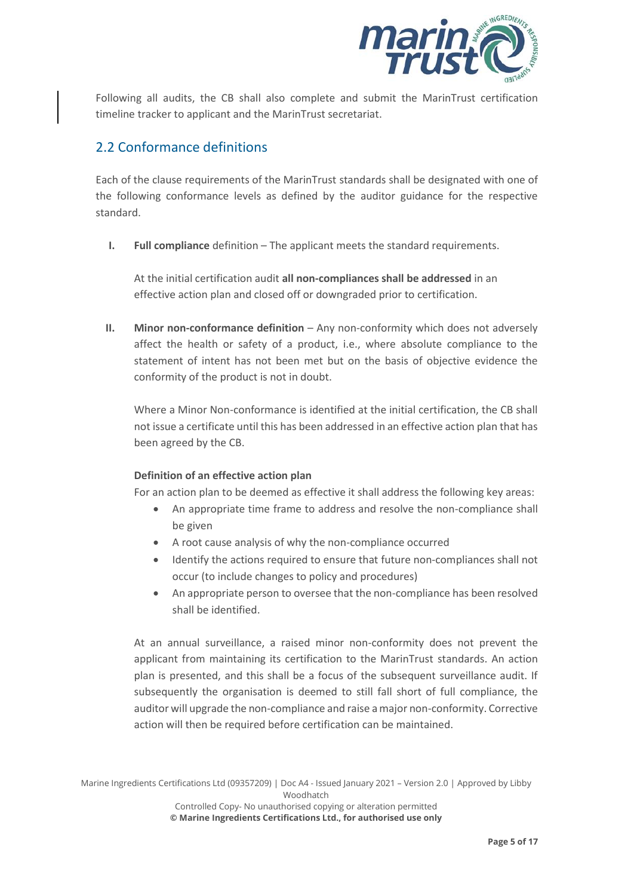Following all audits, the CB shall also complete and submit the MarinTrust certification timeline tracker to applicant and the MarinTrust secretariat.

## 2.2 Conformance definitions

Each of the clause requirements of the MarinTrust standards shall be designated with one of the following conformance levels as defined by the auditor guidance for the respective standard.

I. **Full compliance** definition – The applicant meets the standard requirements.

   At the initial certification audit **all non-compliances shall be addressed** in an effective action plan and closed off or downgraded prior to certification.

II. **Minor non-conformance definition** – Any non-conformity which does not adversely affect the health or safety of a product, i.e., where absolute compliance to the statement of intent has not been met but on the basis of objective evidence the conformity of the product is not in doubt.

   Where a Minor Non-conformance is identified at the initial certification, the CB shall not issue a certificate until this has been addressed in an effective action plan that has been agreed by the CB.

   **Definition of an effective action plan**

   For an action plan to be deemed as effective it shall address the following key areas:

   - An appropriate time frame to address and resolve the non-compliance shall be given
   - A root cause analysis of why the non-compliance occurred
   - Identify the actions required to ensure that future non-compliances shall not occur (to include changes to policy and procedures)
   - An appropriate person to oversee that the non-compliance has been resolved shall be identified.

   At an annual surveillance, a raised minor non-conformity does not prevent the applicant from maintaining its certification to the MarinTrust standards. An action plan is presented, and this shall be a focus of the subsequent surveillance audit. If subsequently the organisation is deemed to still fall short of full compliance, the auditor will upgrade the non-compliance and raise a major non-conformity. Corrective action will then be required before certification can be maintained.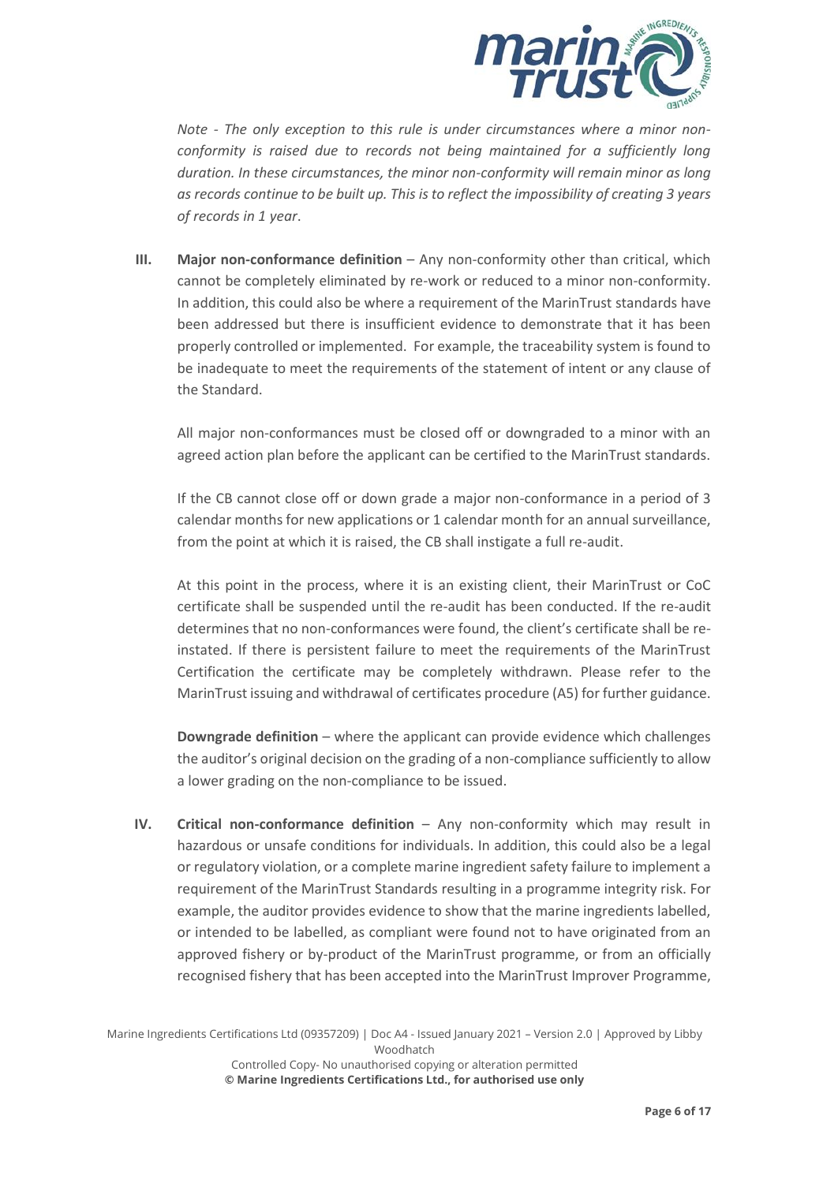*Note - The only exception to this rule is under circumstances where a minor non-conformity is raised due to records not being maintained for a sufficiently long duration. In these circumstances, the minor non-conformity will remain minor as long as records continue to be built up. This is to reflect the impossibility of creating 3 years of records in 1 year*.

**III. Major non-conformance definition** – Any non-conformity other than critical, which cannot be completely eliminated by re-work or reduced to a minor non-conformity. In addition, this could also be where a requirement of the MarinTrust standards have been addressed but there is insufficient evidence to demonstrate that it has been properly controlled or implemented. For example, the traceability system is found to be inadequate to meet the requirements of the statement of intent or any clause of the Standard.

All major non-conformances must be closed off or downgraded to a minor with an agreed action plan before the applicant can be certified to the MarinTrust standards.

If the CB cannot close off or down grade a major non-conformance in a period of 3 calendar months for new applications or 1 calendar month for an annual surveillance, from the point at which it is raised, the CB shall instigate a full re-audit.

At this point in the process, where it is an existing client, their MarinTrust or CoC certificate shall be suspended until the re-audit has been conducted. If the re-audit determines that no non-conformances were found, the client's certificate shall be re-instated. If there is persistent failure to meet the requirements of the MarinTrust Certification the certificate may be completely withdrawn. Please refer to the MarinTrust issuing and withdrawal of certificates procedure (A5) for further guidance.

**Downgrade definition** – where the applicant can provide evidence which challenges the auditor's original decision on the grading of a non-compliance sufficiently to allow a lower grading on the non-compliance to be issued.

**IV. Critical non-conformance definition** – Any non-conformity which may result in hazardous or unsafe conditions for individuals. In addition, this could also be a legal or regulatory violation, or a complete marine ingredient safety failure to implement a requirement of the MarinTrust Standards resulting in a programme integrity risk. For example, the auditor provides evidence to show that the marine ingredients labelled, or intended to be labelled, as compliant were found not to have originated from an approved fishery or by-product of the MarinTrust programme, or from an officially recognised fishery that has been accepted into the MarinTrust Improver Programme,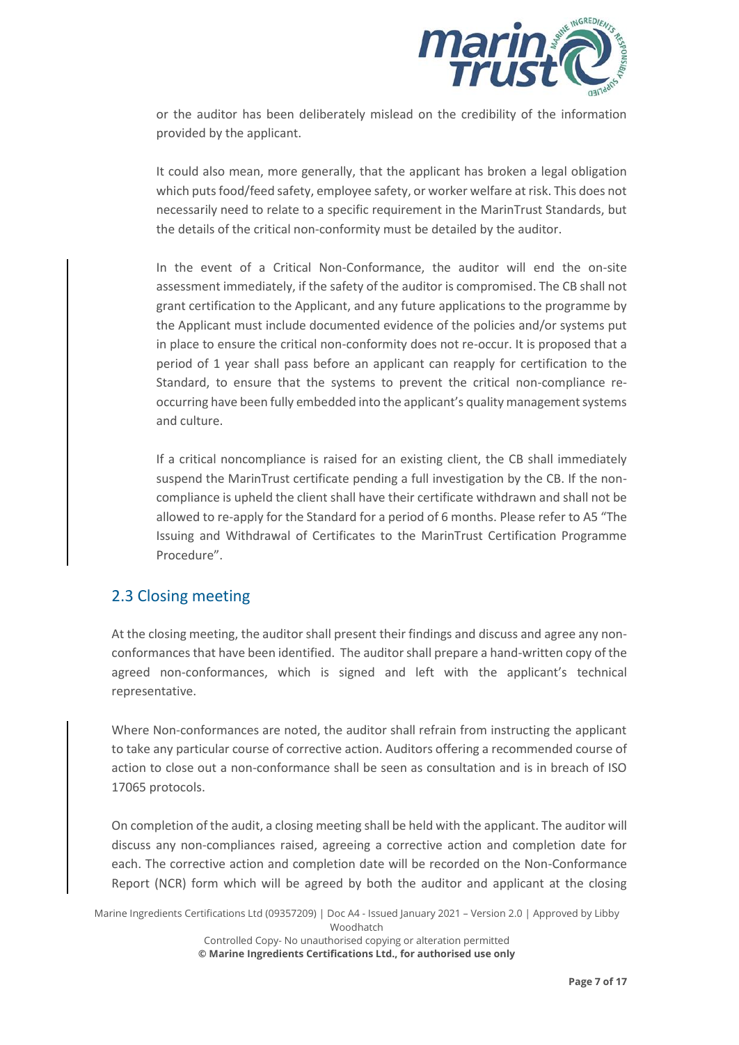or the auditor has been deliberately mislead on the credibility of the information provided by the applicant.

It could also mean, more generally, that the applicant has broken a legal obligation which puts food/feed safety, employee safety, or worker welfare at risk. This does not necessarily need to relate to a specific requirement in the MarinTrust Standards, but the details of the critical non-conformity must be detailed by the auditor.

In the event of a Critical Non-Conformance, the auditor will end the on-site assessment immediately, if the safety of the auditor is compromised. The CB shall not grant certification to the Applicant, and any future applications to the programme by the Applicant must include documented evidence of the policies and/or systems put in place to ensure the critical non-conformity does not re-occur. It is proposed that a period of 1 year shall pass before an applicant can reapply for certification to the Standard, to ensure that the systems to prevent the critical non-compliance re-occurring have been fully embedded into the applicant's quality management systems and culture.

If a critical noncompliance is raised for an existing client, the CB shall immediately suspend the MarinTrust certificate pending a full investigation by the CB. If the non-compliance is upheld the client shall have their certificate withdrawn and shall not be allowed to re-apply for the Standard for a period of 6 months. Please refer to A5 "The Issuing and Withdrawal of Certificates to the MarinTrust Certification Programme Procedure".

## 2.3 Closing meeting

At the closing meeting, the auditor shall present their findings and discuss and agree any non-conformances that have been identified. The auditor shall prepare a hand-written copy of the agreed non-conformances, which is signed and left with the applicant's technical representative.

Where Non-conformances are noted, the auditor shall refrain from instructing the applicant to take any particular course of corrective action. Auditors offering a recommended course of action to close out a non-conformance shall be seen as consultation and is in breach of ISO 17065 protocols.

On completion of the audit, a closing meeting shall be held with the applicant. The auditor will discuss any non-compliances raised, agreeing a corrective action and completion date for each. The corrective action and completion date will be recorded on the Non-Conformance Report (NCR) form which will be agreed by both the auditor and applicant at the closing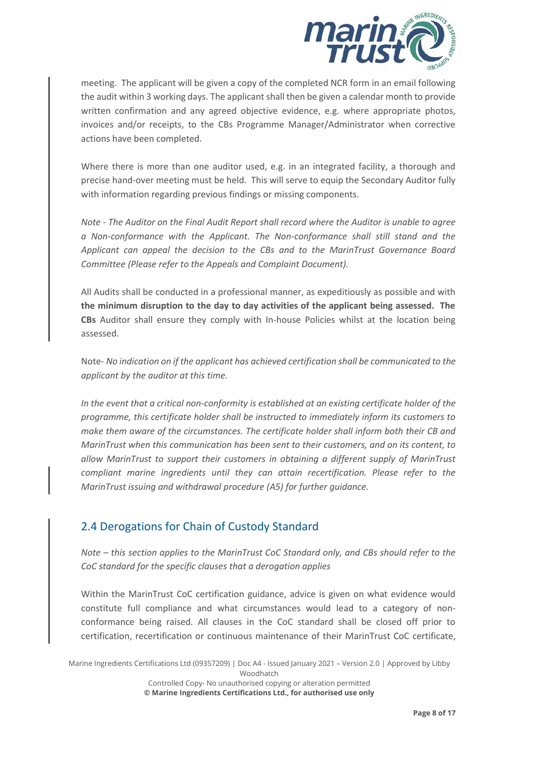meeting. The applicant will be given a copy of the completed NCR form in an email following the audit within 3 working days. The applicant shall then be given a calendar month to provide written confirmation and any agreed objective evidence, e.g. where appropriate photos, invoices and/or receipts, to the CBs Programme Manager/Administrator when corrective actions have been completed.

Where there is more than one auditor used, e.g. in an integrated facility, a thorough and precise hand-over meeting must be held. This will serve to equip the Secondary Auditor fully with information regarding previous findings or missing components.

*Note - The Auditor on the Final Audit Report shall record where the Auditor is unable to agree a Non-conformance with the Applicant. The Non-conformance shall still stand and the Applicant can appeal the decision to the CBs and to the MarinTrust Governance Board Committee (Please refer to the Appeals and Complaint Document).*

All Audits shall be conducted in a professional manner, as expeditiously as possible and with **the minimum disruption to the day to day activities of the applicant being assessed. The CBs** Auditor shall ensure they comply with In-house Policies whilst at the location being assessed.

Note- *No indication on if the applicant has achieved certification shall be communicated to the applicant by the auditor at this time.*

*In the event that a critical non-conformity is established at an existing certificate holder of the programme, this certificate holder shall be instructed to immediately inform its customers to make them aware of the circumstances. The certificate holder shall inform both their CB and MarinTrust when this communication has been sent to their customers, and on its content, to allow MarinTrust to support their customers in obtaining a different supply of MarinTrust compliant marine ingredients until they can attain recertification. Please refer to the MarinTrust issuing and withdrawal procedure (A5) for further guidance.*

## 2.4 Derogations for Chain of Custody Standard

*Note – this section applies to the MarinTrust CoC Standard only, and CBs should refer to the CoC standard for the specific clauses that a derogation applies*

Within the MarinTrust CoC certification guidance, advice is given on what evidence would constitute full compliance and what circumstances would lead to a category of non-conformance being raised. All clauses in the CoC standard shall be closed off prior to certification, recertification or continuous maintenance of their MarinTrust CoC certificate,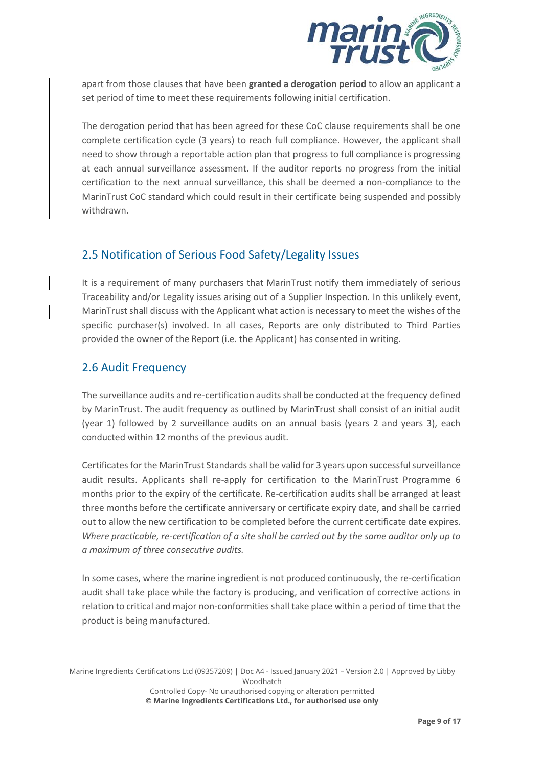apart from those clauses that have been **granted a derogation period** to allow an applicant a set period of time to meet these requirements following initial certification.

The derogation period that has been agreed for these CoC clause requirements shall be one complete certification cycle (3 years) to reach full compliance. However, the applicant shall need to show through a reportable action plan that progress to full compliance is progressing at each annual surveillance assessment. If the auditor reports no progress from the initial certification to the next annual surveillance, this shall be deemed a non-compliance to the MarinTrust CoC standard which could result in their certificate being suspended and possibly withdrawn.

## 2.5 Notification of Serious Food Safety/Legality Issues

It is a requirement of many purchasers that MarinTrust notify them immediately of serious Traceability and/or Legality issues arising out of a Supplier Inspection. In this unlikely event, MarinTrust shall discuss with the Applicant what action is necessary to meet the wishes of the specific purchaser(s) involved. In all cases, Reports are only distributed to Third Parties provided the owner of the Report (i.e. the Applicant) has consented in writing.

## 2.6 Audit Frequency

The surveillance audits and re-certification audits shall be conducted at the frequency defined by MarinTrust. The audit frequency as outlined by MarinTrust shall consist of an initial audit (year 1) followed by 2 surveillance audits on an annual basis (years 2 and years 3), each conducted within 12 months of the previous audit.

Certificates for the MarinTrust Standards shall be valid for 3 years upon successful surveillance audit results. Applicants shall re-apply for certification to the MarinTrust Programme 6 months prior to the expiry of the certificate. Re-certification audits shall be arranged at least three months before the certificate anniversary or certificate expiry date, and shall be carried out to allow the new certification to be completed before the current certificate date expires. *Where practicable, re-certification of a site shall be carried out by the same auditor only up to a maximum of three consecutive audits.*

In some cases, where the marine ingredient is not produced continuously, the re-certification audit shall take place while the factory is producing, and verification of corrective actions in relation to critical and major non-conformities shall take place within a period of time that the product is being manufactured.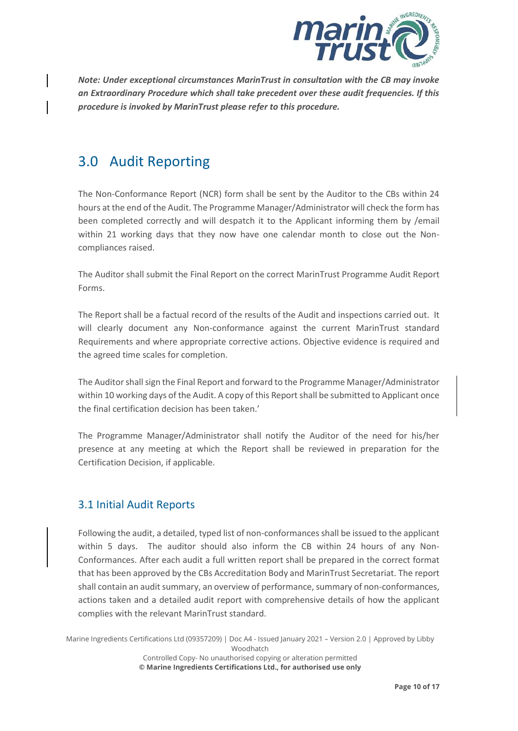***Note: Under exceptional circumstances MarinTrust in consultation with the CB may invoke an Extraordinary Procedure which shall take precedent over these audit frequencies. If this procedure is invoked by MarinTrust please refer to this procedure.***

# 3.0 Audit Reporting

The Non-Conformance Report (NCR) form shall be sent by the Auditor to the CBs within 24 hours at the end of the Audit. The Programme Manager/Administrator will check the form has been completed correctly and will despatch it to the Applicant informing them by /email within 21 working days that they now have one calendar month to close out the Non-compliances raised.

The Auditor shall submit the Final Report on the correct MarinTrust Programme Audit Report Forms.

The Report shall be a factual record of the results of the Audit and inspections carried out. It will clearly document any Non-conformance against the current MarinTrust standard Requirements and where appropriate corrective actions. Objective evidence is required and the agreed time scales for completion.

The Auditor shall sign the Final Report and forward to the Programme Manager/Administrator within 10 working days of the Audit. A copy of this Report shall be submitted to Applicant once the final certification decision has been taken.'

The Programme Manager/Administrator shall notify the Auditor of the need for his/her presence at any meeting at which the Report shall be reviewed in preparation for the Certification Decision, if applicable.

## 3.1 Initial Audit Reports

Following the audit, a detailed, typed list of non-conformances shall be issued to the applicant within 5 days. The auditor should also inform the CB within 24 hours of any Non-Conformances. After each audit a full written report shall be prepared in the correct format that has been approved by the CBs Accreditation Body and MarinTrust Secretariat. The report shall contain an audit summary, an overview of performance, summary of non-conformances, actions taken and a detailed audit report with comprehensive details of how the applicant complies with the relevant MarinTrust standard.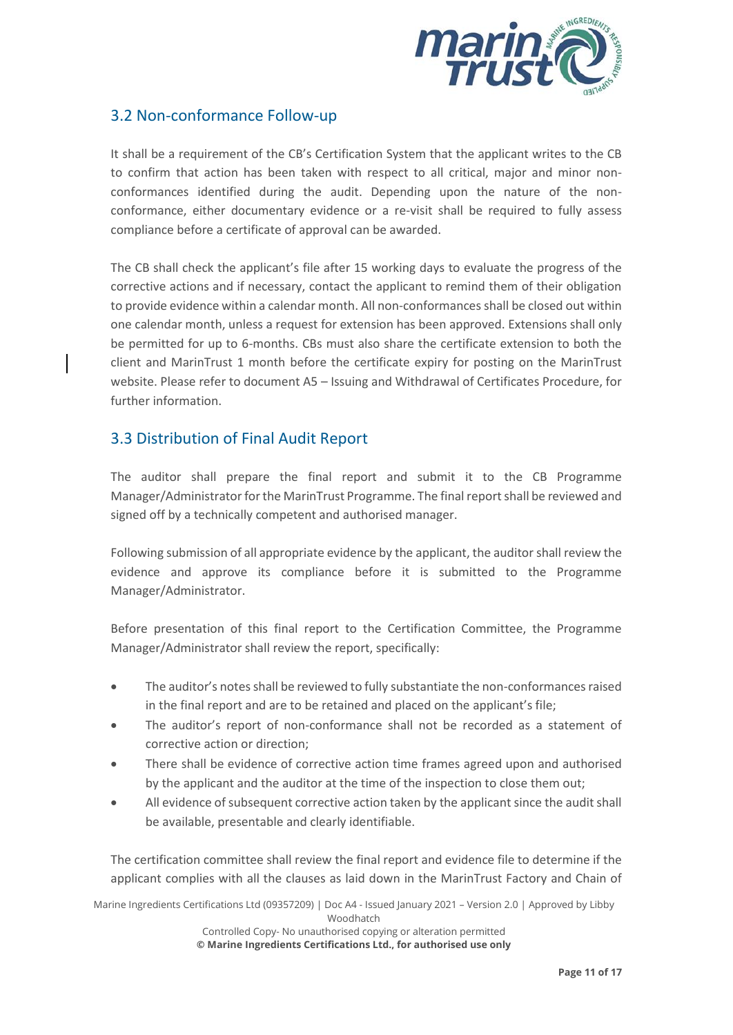## 3.2 Non-conformance Follow-up

It shall be a requirement of the CB's Certification System that the applicant writes to the CB to confirm that action has been taken with respect to all critical, major and minor non-conformances identified during the audit. Depending upon the nature of the non-conformance, either documentary evidence or a re-visit shall be required to fully assess compliance before a certificate of approval can be awarded.

The CB shall check the applicant's file after 15 working days to evaluate the progress of the corrective actions and if necessary, contact the applicant to remind them of their obligation to provide evidence within a calendar month. All non-conformances shall be closed out within one calendar month, unless a request for extension has been approved. Extensions shall only be permitted for up to 6-months. CBs must also share the certificate extension to both the client and MarinTrust 1 month before the certificate expiry for posting on the MarinTrust website. Please refer to document A5 – Issuing and Withdrawal of Certificates Procedure, for further information.

## 3.3 Distribution of Final Audit Report

The auditor shall prepare the final report and submit it to the CB Programme Manager/Administrator for the MarinTrust Programme. The final report shall be reviewed and signed off by a technically competent and authorised manager.

Following submission of all appropriate evidence by the applicant, the auditor shall review the evidence and approve its compliance before it is submitted to the Programme Manager/Administrator.

Before presentation of this final report to the Certification Committee, the Programme Manager/Administrator shall review the report, specifically:

- The auditor's notes shall be reviewed to fully substantiate the non-conformances raised in the final report and are to be retained and placed on the applicant's file;
- The auditor's report of non-conformance shall not be recorded as a statement of corrective action or direction;
- There shall be evidence of corrective action time frames agreed upon and authorised by the applicant and the auditor at the time of the inspection to close them out;
- All evidence of subsequent corrective action taken by the applicant since the audit shall be available, presentable and clearly identifiable.

The certification committee shall review the final report and evidence file to determine if the applicant complies with all the clauses as laid down in the MarinTrust Factory and Chain of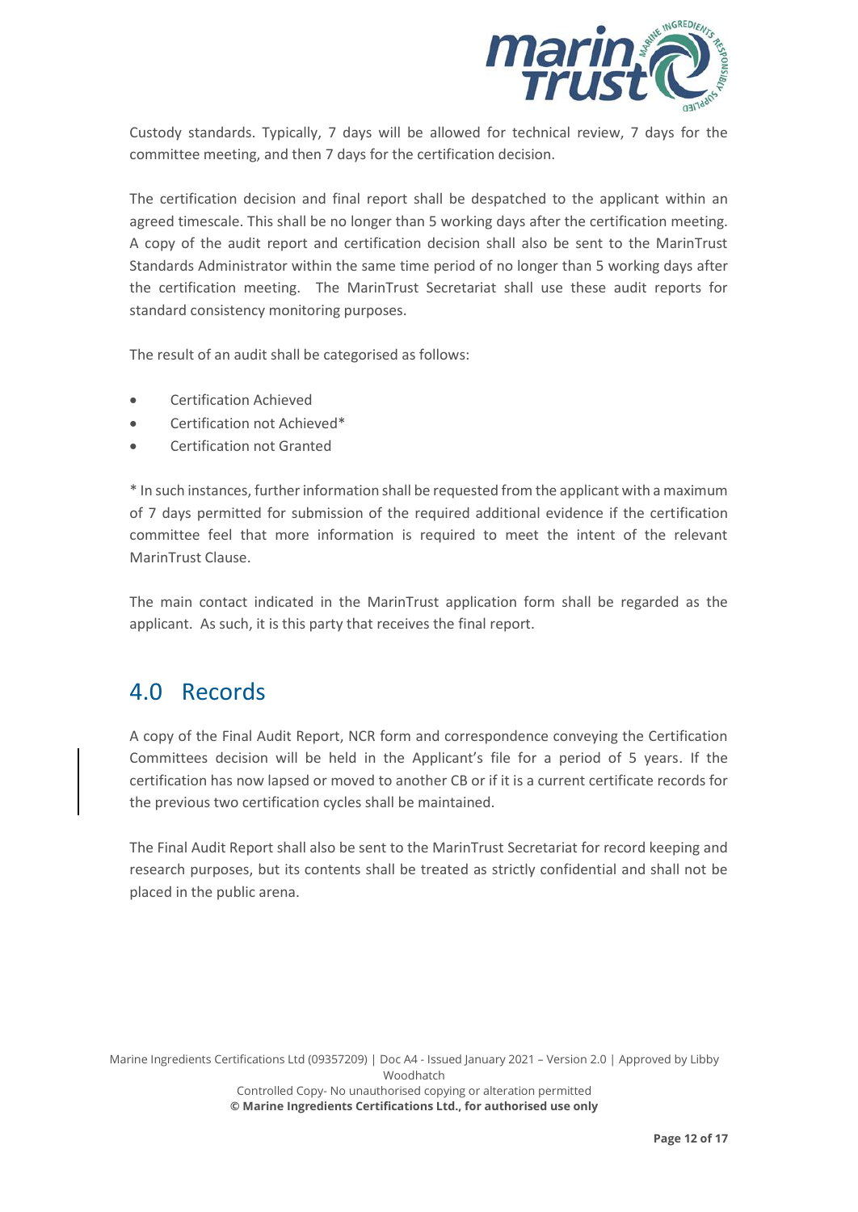Custody standards. Typically, 7 days will be allowed for technical review, 7 days for the committee meeting, and then 7 days for the certification decision.

The certification decision and final report shall be despatched to the applicant within an agreed timescale. This shall be no longer than 5 working days after the certification meeting. A copy of the audit report and certification decision shall also be sent to the MarinTrust Standards Administrator within the same time period of no longer than 5 working days after the certification meeting. The MarinTrust Secretariat shall use these audit reports for standard consistency monitoring purposes.

The result of an audit shall be categorised as follows:

- Certification Achieved
- Certification not Achieved*
- Certification not Granted

* In such instances, further information shall be requested from the applicant with a maximum of 7 days permitted for submission of the required additional evidence if the certification committee feel that more information is required to meet the intent of the relevant MarinTrust Clause.

The main contact indicated in the MarinTrust application form shall be regarded as the applicant. As such, it is this party that receives the final report.

## 4.0 Records

A copy of the Final Audit Report, NCR form and correspondence conveying the Certification Committees decision will be held in the Applicant's file for a period of 5 years. If the certification has now lapsed or moved to another CB or if it is a current certificate records for the previous two certification cycles shall be maintained.

The Final Audit Report shall also be sent to the MarinTrust Secretariat for record keeping and research purposes, but its contents shall be treated as strictly confidential and shall not be placed in the public arena.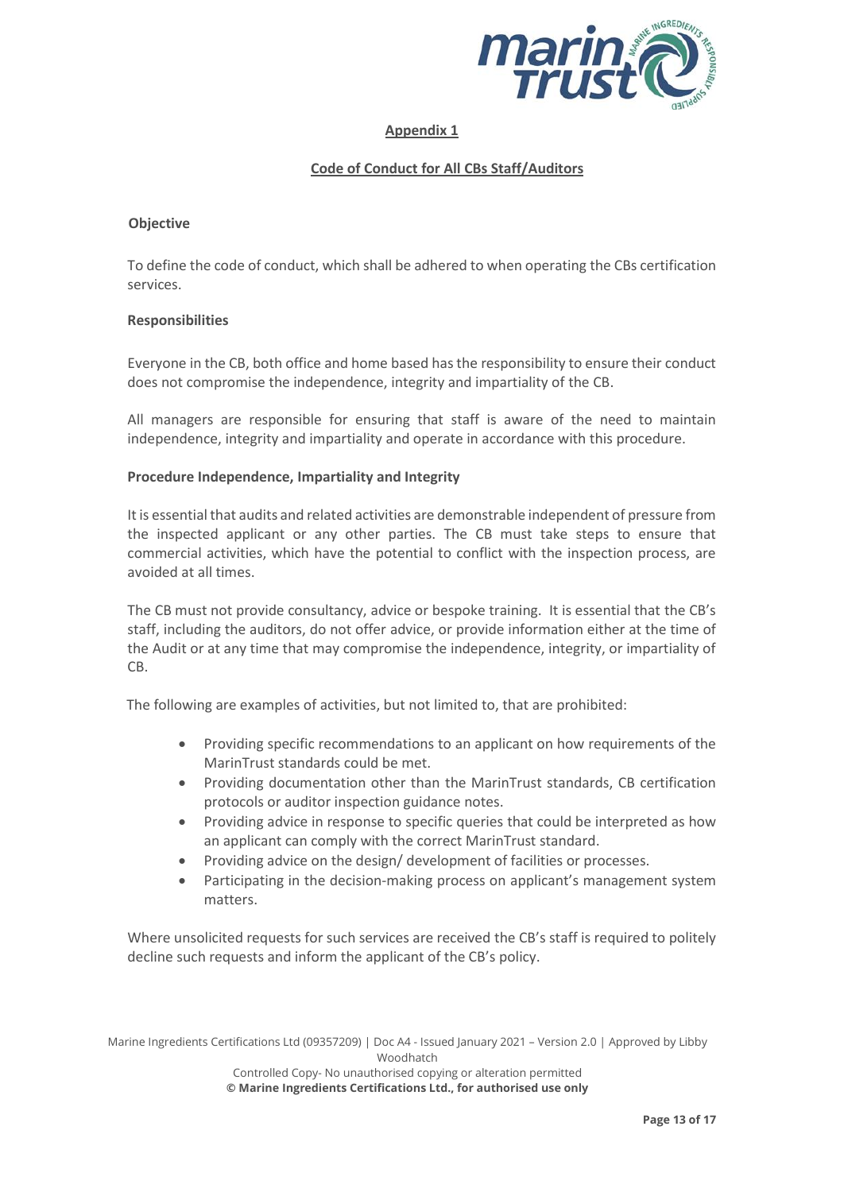## Appendix 1

### Code of Conduct for All CBs Staff/Auditors

**Objective**

To define the code of conduct, which shall be adhered to when operating the CBs certification services.

**Responsibilities**

Everyone in the CB, both office and home based has the responsibility to ensure their conduct does not compromise the independence, integrity and impartiality of the CB.

All managers are responsible for ensuring that staff is aware of the need to maintain independence, integrity and impartiality and operate in accordance with this procedure.

**Procedure Independence, Impartiality and Integrity**

It is essential that audits and related activities are demonstrable independent of pressure from the inspected applicant or any other parties. The CB must take steps to ensure that commercial activities, which have the potential to conflict with the inspection process, are avoided at all times.

The CB must not provide consultancy, advice or bespoke training. It is essential that the CB's staff, including the auditors, do not offer advice, or provide information either at the time of the Audit or at any time that may compromise the independence, integrity, or impartiality of CB.

The following are examples of activities, but not limited to, that are prohibited:

- Providing specific recommendations to an applicant on how requirements of the MarinTrust standards could be met.
- Providing documentation other than the MarinTrust standards, CB certification protocols or auditor inspection guidance notes.
- Providing advice in response to specific queries that could be interpreted as how an applicant can comply with the correct MarinTrust standard.
- Providing advice on the design/ development of facilities or processes.
- Participating in the decision-making process on applicant's management system matters.

Where unsolicited requests for such services are received the CB's staff is required to politely decline such requests and inform the applicant of the CB's policy.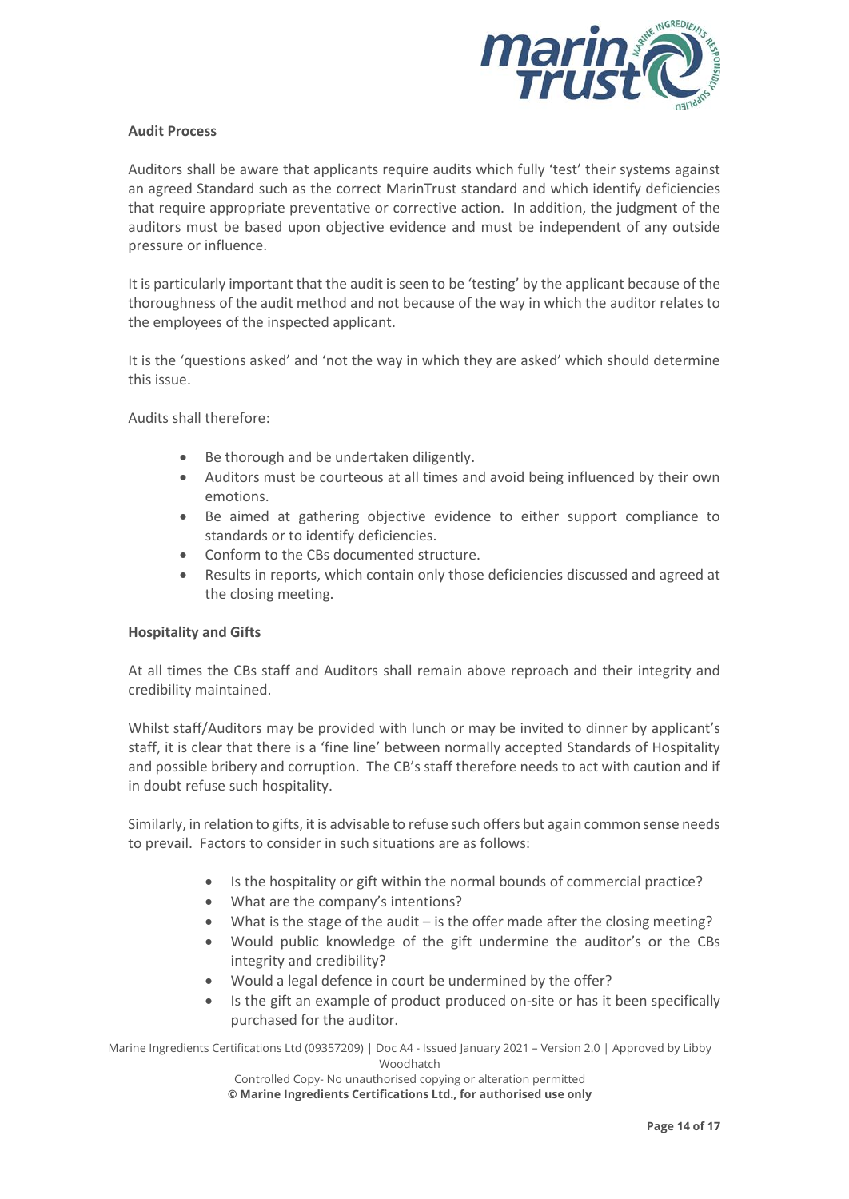**Audit Process**

Auditors shall be aware that applicants require audits which fully 'test' their systems against an agreed Standard such as the correct MarinTrust standard and which identify deficiencies that require appropriate preventative or corrective action. In addition, the judgment of the auditors must be based upon objective evidence and must be independent of any outside pressure or influence.

It is particularly important that the audit is seen to be 'testing' by the applicant because of the thoroughness of the audit method and not because of the way in which the auditor relates to the employees of the inspected applicant.

It is the 'questions asked' and 'not the way in which they are asked' which should determine this issue.

Audits shall therefore:

- Be thorough and be undertaken diligently.
- Auditors must be courteous at all times and avoid being influenced by their own emotions.
- Be aimed at gathering objective evidence to either support compliance to standards or to identify deficiencies.
- Conform to the CBs documented structure.
- Results in reports, which contain only those deficiencies discussed and agreed at the closing meeting.

**Hospitality and Gifts**

At all times the CBs staff and Auditors shall remain above reproach and their integrity and credibility maintained.

Whilst staff/Auditors may be provided with lunch or may be invited to dinner by applicant's staff, it is clear that there is a 'fine line' between normally accepted Standards of Hospitality and possible bribery and corruption. The CB's staff therefore needs to act with caution and if in doubt refuse such hospitality.

Similarly, in relation to gifts, it is advisable to refuse such offers but again common sense needs to prevail. Factors to consider in such situations are as follows:

- Is the hospitality or gift within the normal bounds of commercial practice?
- What are the company's intentions?
- What is the stage of the audit – is the offer made after the closing meeting?
- Would public knowledge of the gift undermine the auditor's or the CBs integrity and credibility?
- Would a legal defence in court be undermined by the offer?
- Is the gift an example of product produced on-site or has it been specifically purchased for the auditor.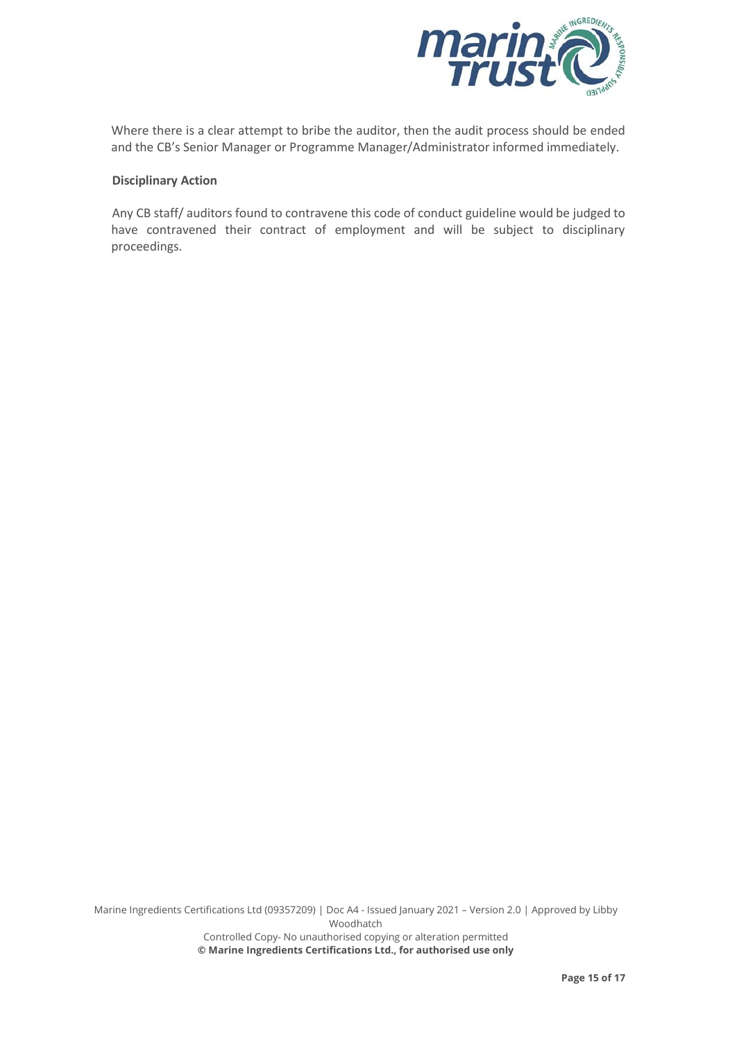Where there is a clear attempt to bribe the auditor, then the audit process should be ended and the CB's Senior Manager or Programme Manager/Administrator informed immediately.

**Disciplinary Action**

Any CB staff/ auditors found to contravene this code of conduct guideline would be judged to have contravened their contract of employment and will be subject to disciplinary proceedings.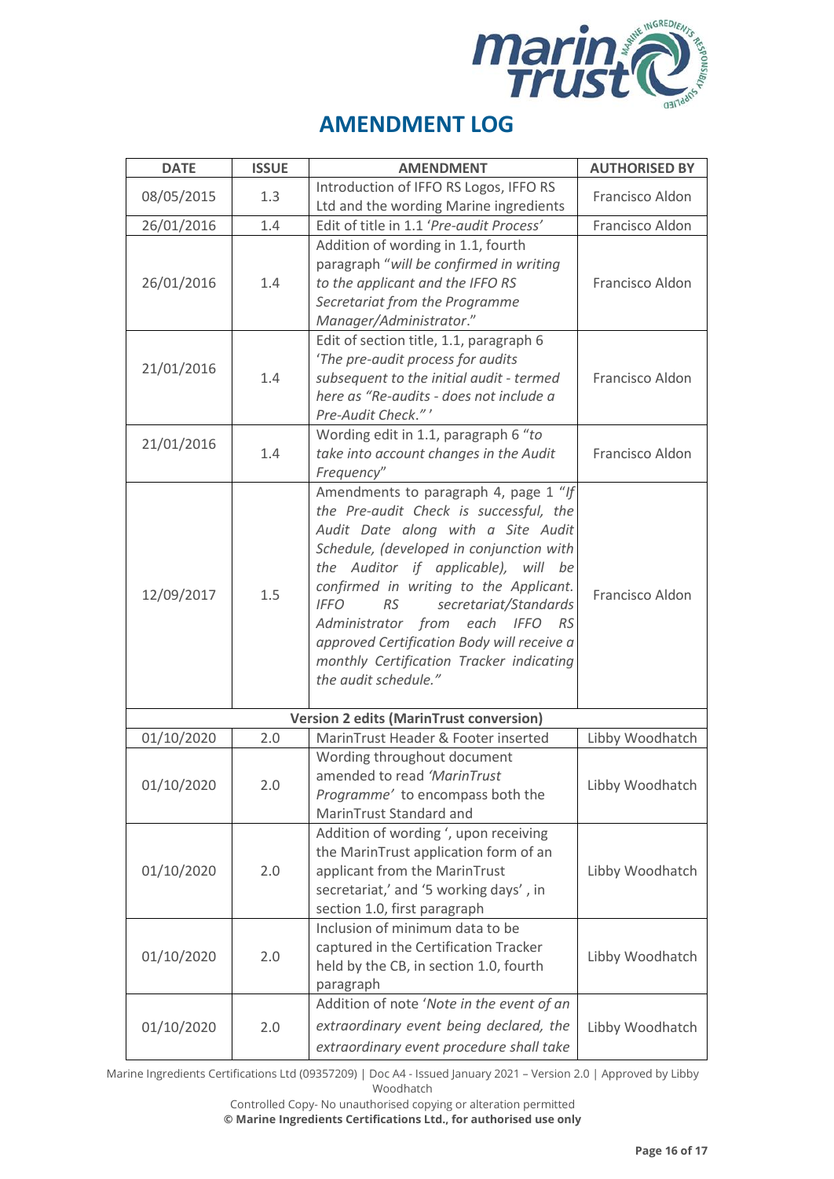# AMENDMENT LOG

| DATE | ISSUE | AMENDMENT | AUTHORISED BY |
|---|---|---|---|
| 08/05/2015 | 1.3 | Introduction of IFFO RS Logos, IFFO RS Ltd and the wording Marine ingredients | Francisco Aldon |
| 26/01/2016 | 1.4 | Edit of title in 1.1 '*Pre-audit Process*' | Francisco Aldon |
| 26/01/2016 | 1.4 | Addition of wording in 1.1, fourth paragraph "*will be confirmed in writing to the applicant and the IFFO RS Secretariat from the Programme Manager/Administrator*." | Francisco Aldon |
| 21/01/2016 | 1.4 | Edit of section title, 1.1, paragraph 6 '*The pre-audit process for audits subsequent to the initial audit - termed here as "Re-audits - does not include a Pre-Audit Check."*' | Francisco Aldon |
| 21/01/2016 | 1.4 | Wording edit in 1.1, paragraph 6 "*to take into account changes in the Audit Frequency*" | Francisco Aldon |
| 12/09/2017 | 1.5 | Amendments to paragraph 4, page 1 "*If the Pre-audit Check is successful, the Audit Date along with a Site Audit Schedule, (developed in conjunction with the Auditor if applicable), will be confirmed in writing to the Applicant. IFFO RS secretariat/Standards Administrator from each IFFO RS approved Certification Body will receive a monthly Certification Tracker indicating the audit schedule.*" | Francisco Aldon |
| **Version 2 edits (MarinTrust conversion)** | | | |
| 01/10/2020 | 2.0 | MarinTrust Header & Footer inserted | Libby Woodhatch |
| 01/10/2020 | 2.0 | Wording throughout document amended to read *'MarinTrust Programme'* to encompass both the MarinTrust Standard and | Libby Woodhatch |
| 01/10/2020 | 2.0 | Addition of wording ', upon receiving the MarinTrust application form of an applicant from the MarinTrust secretariat,' and '5 working days' , in section 1.0, first paragraph | Libby Woodhatch |
| 01/10/2020 | 2.0 | Inclusion of minimum data to be captured in the Certification Tracker held by the CB, in section 1.0, fourth paragraph | Libby Woodhatch |
| 01/10/2020 | 2.0 | Addition of note '*Note in the event of an extraordinary event being declared, the extraordinary event procedure shall take* | Libby Woodhatch |

Marine Ingredients Certifications Ltd (09357209) | Doc A4 - Issued January 2021 – Version 2.0 | Approved by Libby Woodhatch

Controlled Copy- No unauthorised copying or alteration permitted

**© Marine Ingredients Certifications Ltd., for authorised use only**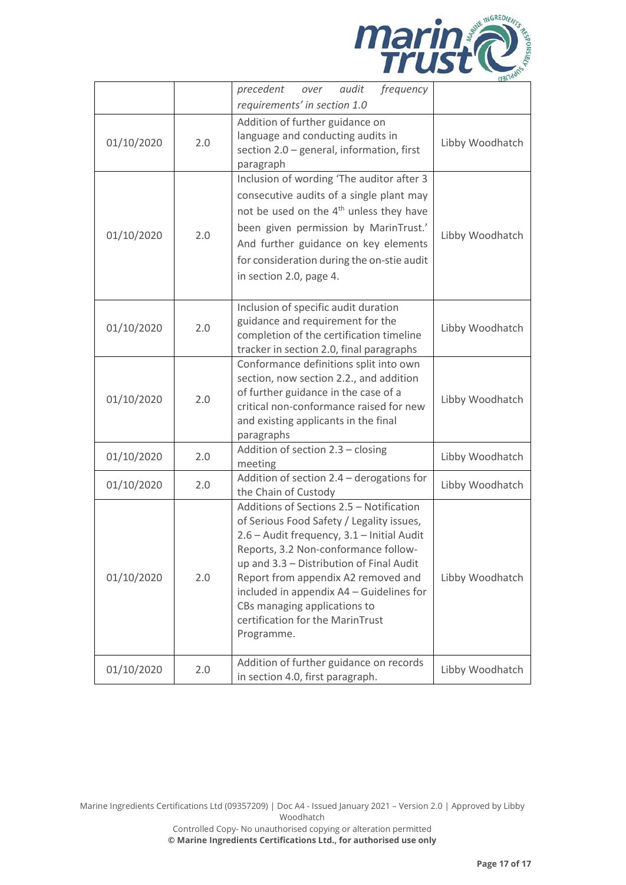| | | | |
|---|---|---|---|
| | | *precedent over audit frequency requirements' in section 1.0* | |
| 01/10/2020 | 2.0 | Addition of further guidance on language and conducting audits in section 2.0 – general, information, first paragraph | Libby Woodhatch |
| 01/10/2020 | 2.0 | Inclusion of wording 'The auditor after 3 consecutive audits of a single plant may not be used on the 4th unless they have been given permission by MarinTrust.' And further guidance on key elements for consideration during the on-stie audit in section 2.0, page 4. | Libby Woodhatch |
| 01/10/2020 | 2.0 | Inclusion of specific audit duration guidance and requirement for the completion of the certification timeline tracker in section 2.0, final paragraphs | Libby Woodhatch |
| 01/10/2020 | 2.0 | Conformance definitions split into own section, now section 2.2., and addition of further guidance in the case of a critical non-conformance raised for new and existing applicants in the final paragraphs | Libby Woodhatch |
| 01/10/2020 | 2.0 | Addition of section 2.3 – closing meeting | Libby Woodhatch |
| 01/10/2020 | 2.0 | Addition of section 2.4 – derogations for the Chain of Custody | Libby Woodhatch |
| 01/10/2020 | 2.0 | Additions of Sections 2.5 – Notification of Serious Food Safety / Legality issues, 2.6 – Audit frequency, 3.1 – Initial Audit Reports, 3.2 Non-conformance follow-up and 3.3 – Distribution of Final Audit Report from appendix A2 removed and included in appendix A4 – Guidelines for CBs managing applications to certification for the MarinTrust Programme. | Libby Woodhatch |
| 01/10/2020 | 2.0 | Addition of further guidance on records in section 4.0, first paragraph. | Libby Woodhatch |